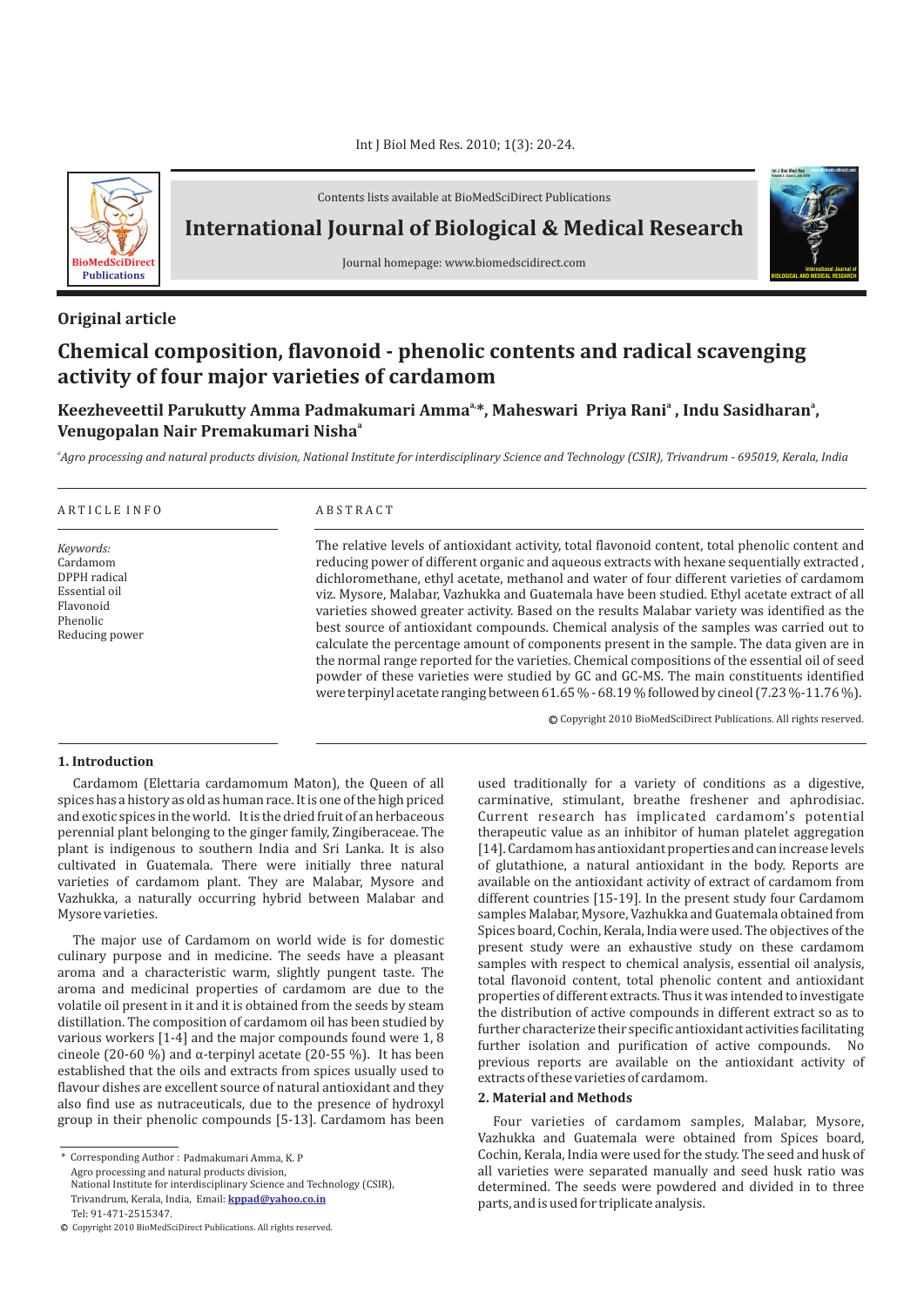Contents lists available at BioMedSciDirect Publications

# International Journal of Biological & Medical Research

Journal homepage: www.biomedscidirect.com

## Original article

# Chemical composition, flavonoid - phenolic contents and radical scavenging activity of four major varieties of cardamom

**Keezheveettil Parukutty Amma Padmakumari Amma[a,*], Maheswari Priya Rani[a], Indu Sasidharan[a], Venugopalan Nair Premakumari Nisha[a]**

[a] *Agro processing and natural products division, National Institute for interdisciplinary Science and Technology (CSIR), Trivandrum - 695019, Kerala, India*

### ARTICLE INFO

*Keywords:*
Cardamom
DPPH radical
Essential oil
Flavonoid
Phenolic
Reducing power

### ABSTRACT

The relative levels of antioxidant activity, total flavonoid content, total phenolic content and reducing power of different organic and aqueous extracts with hexane sequentially extracted , dichloromethane, ethyl acetate, methanol and water of four different varieties of cardamom viz. Mysore, Malabar, Vazhukka and Guatemala have been studied. Ethyl acetate extract of all varieties showed greater activity. Based on the results Malabar variety was identified as the best source of antioxidant compounds. Chemical analysis of the samples was carried out to calculate the percentage amount of components present in the sample. The data given are in the normal range reported for the varieties. Chemical compositions of the essential oil of seed powder of these varieties were studied by GC and GC-MS. The main constituents identified were terpinyl acetate ranging between 61.65 % - 68.19 % followed by cineol (7.23 %-11.76 %).

© Copyright 2010 BioMedSciDirect Publications. All rights reserved.

## 1. Introduction

Cardamom (Elettaria cardamomum Maton), the Queen of all spices has a history as old as human race. It is one of the high priced and exotic spices in the world. It is the dried fruit of an herbaceous perennial plant belonging to the ginger family, Zingiberaceae. The plant is indigenous to southern India and Sri Lanka. It is also cultivated in Guatemala. There were initially three natural varieties of cardamom plant. They are Malabar, Mysore and Vazhukka, a naturally occurring hybrid between Malabar and Mysore varieties.

The major use of Cardamom on world wide is for domestic culinary purpose and in medicine. The seeds have a pleasant aroma and a characteristic warm, slightly pungent taste. The aroma and medicinal properties of cardamom are due to the volatile oil present in it and it is obtained from the seeds by steam distillation. The composition of cardamom oil has been studied by various workers [1-4] and the major compounds found were 1, 8 cineole (20-60 %) and α-terpinyl acetate (20-55 %). It has been established that the oils and extracts from spices usually used to flavour dishes are excellent source of natural antioxidant and they also find use as nutraceuticals, due to the presence of hydroxyl group in their phenolic compounds [5-13]. Cardamom has been used traditionally for a variety of conditions as a digestive, carminative, stimulant, breathe freshener and aphrodisiac. Current research has implicated cardamom's potential therapeutic value as an inhibitor of human platelet aggregation [14]. Cardamom has antioxidant properties and can increase levels of glutathione, a natural antioxidant in the body. Reports are available on the antioxidant activity of extract of cardamom from different countries [15-19]. In the present study four Cardamom samples Malabar, Mysore, Vazhukka and Guatemala obtained from Spices board, Cochin, Kerala, India were used. The objectives of the present study were an exhaustive study on these cardamom samples with respect to chemical analysis, essential oil analysis, total flavonoid content, total phenolic content and antioxidant properties of different extracts. Thus it was intended to investigate the distribution of active compounds in different extract so as to further characterize their specific antioxidant activities facilitating further isolation and purification of active compounds. No previous reports are available on the antioxidant activity of extracts of these varieties of cardamom.

## 2. Material and Methods

Four varieties of cardamom samples, Malabar, Mysore, Vazhukka and Guatemala were obtained from Spices board, Cochin, Kerala, India were used for the study. The seed and husk of all varieties were separated manually and seed husk ratio was determined. The seeds were powdered and divided in to three parts, and is used for triplicate analysis.

---

\* Corresponding Author : Padmakumari Amma, K. P
Agro processing and natural products division,
National Institute for interdisciplinary Science and Technology (CSIR),
Trivandrum, Kerala, India, Email: **kppad@yahoo.co.in**
Tel: 91-471-2515347.

© Copyright 2010 BioMedSciDirect Publications. All rights reserved.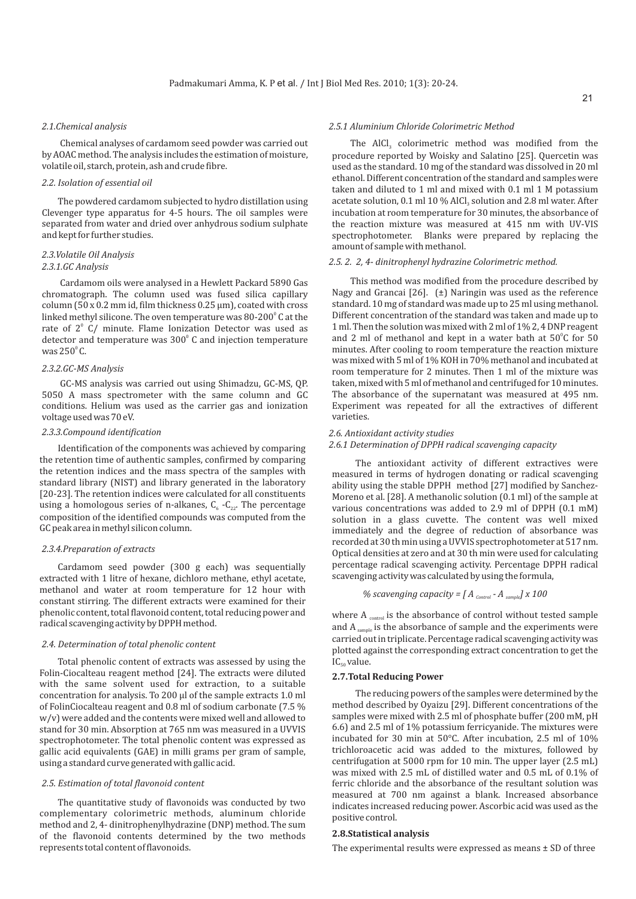### *2.1.Chemical analysis*

Chemical analyses of cardamom seed powder was carried out by AOAC method. The analysis includes the estimation of moisture, volatile oil, starch, protein, ash and crude fibre.

### *2.2. Isolation of essential oil*

The powdered cardamom subjected to hydro distillation using Clevenger type apparatus for 4-5 hours. The oil samples were separated from water and dried over anhydrous sodium sulphate and kept for further studies.

### *2.3.Volatile Oil Analysis*

### *2.3.1.GC Analysis*

Cardamom oils were analysed in a Hewlett Packard 5890 Gas chromatograph. The column used was fused silica capillary column (50 x 0.2 mm id, film thickness 0.25 μm), coated with cross linked methyl silicone. The oven temperature was 80-200$^0$ C at the rate of 2$^0$ C/ minute. Flame Ionization Detector was used as detector and temperature was 300$^0$ C and injection temperature was 250$^0$ C.

### *2.3.2.GC-MS Analysis*

GC-MS analysis was carried out using Shimadzu, GC-MS, QP. 5050 A mass spectrometer with the same column and GC conditions. Helium was used as the carrier gas and ionization voltage used was 70 eV.

### *2.3.3.Compound identification*

Identification of the components was achieved by comparing the retention time of authentic samples, confirmed by comparing the retention indices and the mass spectra of the samples with standard library (NIST) and library generated in the laboratory [20-23]. The retention indices were calculated for all constituents using a homologous series of n-alkanes, $C_6$ -$C_{22}$. The percentage composition of the identified compounds was computed from the GC peak area in methyl silicon column.

### *2.3.4.Preparation of extracts*

Cardamom seed powder (300 g each) was sequentially extracted with 1 litre of hexane, dichloro methane, ethyl acetate, methanol and water at room temperature for 12 hour with constant stirring. The different extracts were examined for their phenolic content, total flavonoid content, total reducing power and radical scavenging activity by DPPH method.

### *2.4. Determination of total phenolic content*

Total phenolic content of extracts was assessed by using the Folin-Ciocalteau reagent method [24]. The extracts were diluted with the same solvent used for extraction, to a suitable concentration for analysis. To 200 μl of the sample extracts 1.0 ml of FolinCiocalteau reagent and 0.8 ml of sodium carbonate (7.5 % w/v) were added and the contents were mixed well and allowed to stand for 30 min. Absorption at 765 nm was measured in a UVVIS spectrophotometer. The total phenolic content was expressed as gallic acid equivalents (GAE) in milli grams per gram of sample, using a standard curve generated with gallic acid.

### *2.5. Estimation of total flavonoid content*

The quantitative study of flavonoids was conducted by two complementary colorimetric methods, aluminum chloride method and 2, 4- dinitrophenylhydrazine (DNP) method. The sum of the flavonoid contents determined by the two methods represents total content of flavonoids.

### *2.5.1 Aluminium Chloride Colorimetric Method*

The $AlCl_3$ colorimetric method was modified from the procedure reported by Woisky and Salatino [25]. Quercetin was used as the standard. 10 mg of the standard was dissolved in 20 ml ethanol. Different concentration of the standard and samples were taken and diluted to 1 ml and mixed with 0.1 ml 1 M potassium acetate solution, 0.1 ml 10 % $AlCl_3$ solution and 2.8 ml water. After incubation at room temperature for 30 minutes, the absorbance of the reaction mixture was measured at 415 nm with UV-VIS spectrophotometer. Blanks were prepared by replacing the amount of sample with methanol.

### *2.5. 2. 2, 4- dinitrophenyl hydrazine Colorimetric method.*

This method was modified from the procedure described by Nagy and Grancai [26]. (±) Naringin was used as the reference standard. 10 mg of standard was made up to 25 ml using methanol. Different concentration of the standard was taken and made up to 1 ml. Then the solution was mixed with 2 ml of 1% 2, 4 DNP reagent and 2 ml of methanol and kept in a water bath at 50$^0$C for 50 minutes. After cooling to room temperature the reaction mixture was mixed with 5 ml of 1% KOH in 70% methanol and incubated at room temperature for 2 minutes. Then 1 ml of the mixture was taken, mixed with 5 ml of methanol and centrifuged for 10 minutes. The absorbance of the supernatant was measured at 495 nm. Experiment was repeated for all the extractives of different varieties.

### *2.6. Antioxidant activity studies*

### *2.6.1 Determination of DPPH radical scavenging capacity*

The antioxidant activity of different extractives were measured in terms of hydrogen donating or radical scavenging ability using the stable DPPH method [27] modified by Sanchez-Moreno et al. [28]. A methanolic solution (0.1 ml) of the sample at various concentrations was added to 2.9 ml of DPPH (0.1 mM) solution in a glass cuvette. The content was well mixed immediately and the degree of reduction of absorbance was recorded at 30 th min using a UVVIS spectrophotometer at 517 nm. Optical densities at zero and at 30 th min were used for calculating percentage radical scavenging activity. Percentage DPPH radical scavenging activity was calculated by using the formula,

$$\% \text{ scavenging capacity} = [A_{Control} - A_{sample}] \times 100$$

where $A_{control}$ is the absorbance of control without tested sample and $A_{sample}$ is the absorbance of sample and the experiments were carried out in triplicate. Percentage radical scavenging activity was plotted against the corresponding extract concentration to get the $IC_{50}$ value.

## 2.7.Total Reducing Power

The reducing powers of the samples were determined by the method described by Oyaizu [29]. Different concentrations of the samples were mixed with 2.5 ml of phosphate buffer (200 mM, pH 6.6) and 2.5 ml of 1% potassium ferricyanide. The mixtures were incubated for 30 min at 50°C. After incubation, 2.5 ml of 10% trichloroacetic acid was added to the mixtures, followed by centrifugation at 5000 rpm for 10 min. The upper layer (2.5 mL) was mixed with 2.5 mL of distilled water and 0.5 mL of 0.1% of ferric chloride and the absorbance of the resultant solution was measured at 700 nm against a blank. Increased absorbance indicates increased reducing power. Ascorbic acid was used as the positive control.

## 2.8.Statistical analysis

The experimental results were expressed as means ± SD of three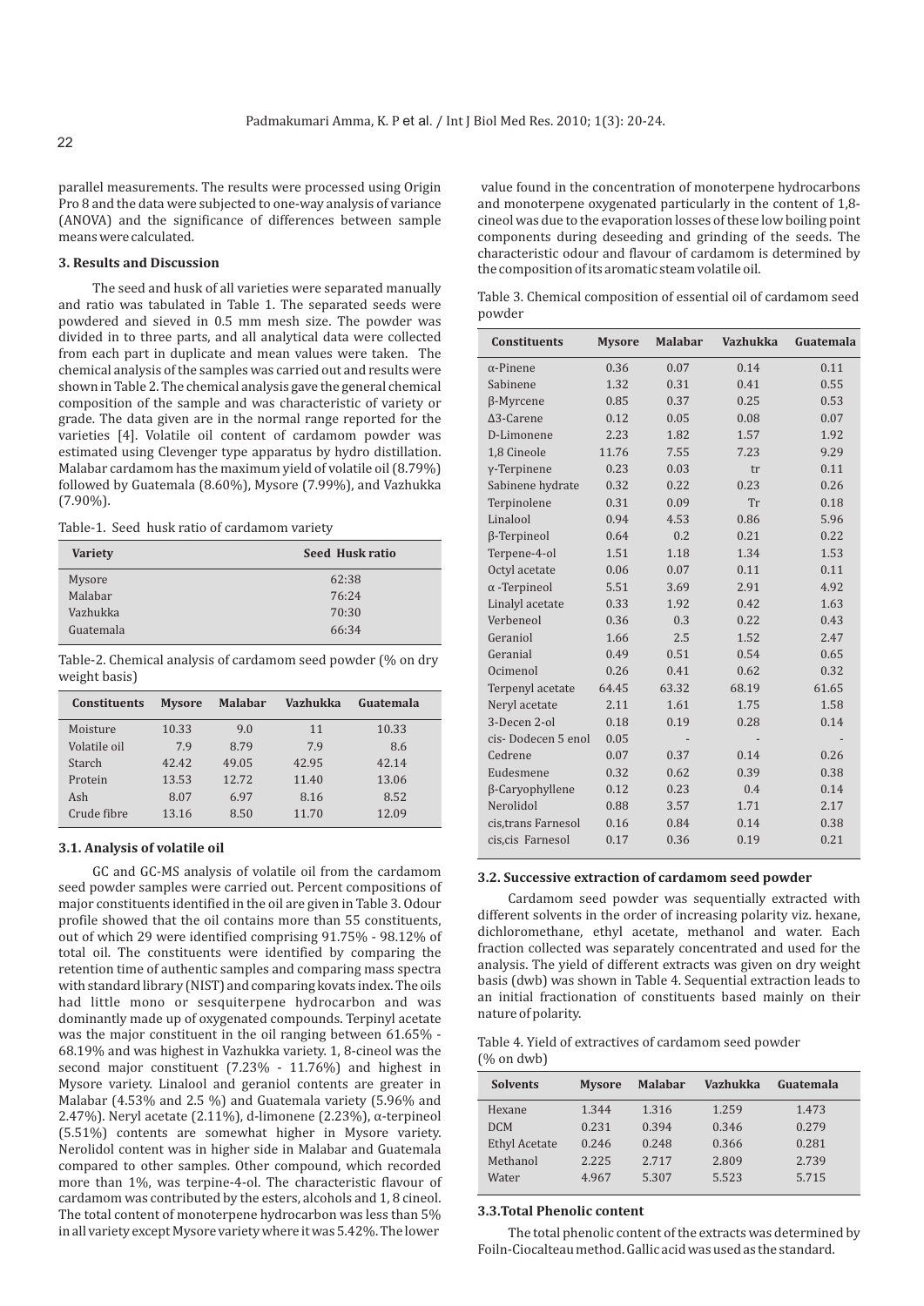parallel measurements. The results were processed using Origin Pro 8 and the data were subjected to one-way analysis of variance (ANOVA) and the significance of differences between sample means were calculated.

### 3. Results and Discussion

The seed and husk of all varieties were separated manually and ratio was tabulated in Table 1. The separated seeds were powdered and sieved in 0.5 mm mesh size. The powder was divided in to three parts, and all analytical data were collected from each part in duplicate and mean values were taken. The chemical analysis of the samples was carried out and results were shown in Table 2. The chemical analysis gave the general chemical composition of the sample and was characteristic of variety or grade. The data given are in the normal range reported for the varieties [4]. Volatile oil content of cardamom powder was estimated using Clevenger type apparatus by hydro distillation. Malabar cardamom has the maximum yield of volatile oil (8.79%) followed by Guatemala (8.60%), Mysore (7.99%), and Vazhukka (7.90%).

Table-1. Seed husk ratio of cardamom variety

| Variety | Seed Husk ratio |
|---|---|
| Mysore | 62:38 |
| Malabar | 76:24 |
| Vazhukka | 70:30 |
| Guatemala | 66:34 |

Table-2. Chemical analysis of cardamom seed powder (% on dry weight basis)

| Constituents | Mysore | Malabar | Vazhukka | Guatemala |
|---|---|---|---|---|
| Moisture | 10.33 | 9.0 | 11 | 10.33 |
| Volatile oil | 7.9 | 8.79 | 7.9 | 8.6 |
| Starch | 42.42 | 49.05 | 42.95 | 42.14 |
| Protein | 13.53 | 12.72 | 11.40 | 13.06 |
| Ash | 8.07 | 6.97 | 8.16 | 8.52 |
| Crude fibre | 13.16 | 8.50 | 11.70 | 12.09 |

#### 3.1. Analysis of volatile oil

GC and GC-MS analysis of volatile oil from the cardamom seed powder samples were carried out. Percent compositions of major constituents identified in the oil are given in Table 3. Odour profile showed that the oil contains more than 55 constituents, out of which 29 were identified comprising 91.75% - 98.12% of total oil. The constituents were identified by comparing the retention time of authentic samples and comparing mass spectra with standard library (NIST) and comparing kovats index. The oils had little mono or sesquiterpene hydrocarbon and was dominantly made up of oxygenated compounds. Terpinyl acetate was the major constituent in the oil ranging between 61.65% - 68.19% and was highest in Vazhukka variety. 1, 8-cineol was the second major constituent (7.23% - 11.76%) and highest in Mysore variety. Linalool and geraniol contents are greater in Malabar (4.53% and 2.5 %) and Guatemala variety (5.96% and 2.47%). Neryl acetate (2.11%), d-limonene (2.23%), α-terpineol (5.51%) contents are somewhat higher in Mysore variety. Nerolidol content was in higher side in Malabar and Guatemala compared to other samples. Other compound, which recorded more than 1%, was terpine-4-ol. The characteristic flavour of cardamom was contributed by the esters, alcohols and 1, 8 cineol. The total content of monoterpene hydrocarbon was less than 5% in all variety except Mysore variety where it was 5.42%. The lower value found in the concentration of monoterpene hydrocarbons and monoterpene oxygenated particularly in the content of 1,8-cineol was due to the evaporation losses of these low boiling point components during deseeding and grinding of the seeds. The characteristic odour and flavour of cardamom is determined by the composition of its aromatic steam volatile oil.

Table 3. Chemical composition of essential oil of cardamom seed powder

| Constituents | Mysore | Malabar | Vazhukka | Guatemala |
|---|---|---|---|---|
| α-Pinene | 0.36 | 0.07 | 0.14 | 0.11 |
| Sabinene | 1.32 | 0.31 | 0.41 | 0.55 |
| β-Myrcene | 0.85 | 0.37 | 0.25 | 0.53 |
| Δ3-Carene | 0.12 | 0.05 | 0.08 | 0.07 |
| D-Limonene | 2.23 | 1.82 | 1.57 | 1.92 |
| 1,8 Cineole | 11.76 | 7.55 | 7.23 | 9.29 |
| γ-Terpinene | 0.23 | 0.03 | tr | 0.11 |
| Sabinene hydrate | 0.32 | 0.22 | 0.23 | 0.26 |
| Terpinolene | 0.31 | 0.09 | Tr | 0.18 |
| Linalool | 0.94 | 4.53 | 0.86 | 5.96 |
| β-Terpineol | 0.64 | 0.2 | 0.21 | 0.22 |
| Terpene-4-ol | 1.51 | 1.18 | 1.34 | 1.53 |
| Octyl acetate | 0.06 | 0.07 | 0.11 | 0.11 |
| α -Terpineol | 5.51 | 3.69 | 2.91 | 4.92 |
| Linalyl acetate | 0.33 | 1.92 | 0.42 | 1.63 |
| Verbeneol | 0.36 | 0.3 | 0.22 | 0.43 |
| Geraniol | 1.66 | 2.5 | 1.52 | 2.47 |
| Geranial | 0.49 | 0.51 | 0.54 | 0.65 |
| Ocimenol | 0.26 | 0.41 | 0.62 | 0.32 |
| Terpenyl acetate | 64.45 | 63.32 | 68.19 | 61.65 |
| Neryl acetate | 2.11 | 1.61 | 1.75 | 1.58 |
| 3-Decen 2-ol | 0.18 | 0.19 | 0.28 | 0.14 |
| cis- Dodecen 5 enol | 0.05 | - | - | - |
| Cedrene | 0.07 | 0.37 | 0.14 | 0.26 |
| Eudesmene | 0.32 | 0.62 | 0.39 | 0.38 |
| β-Caryophyllene | 0.12 | 0.23 | 0.4 | 0.14 |
| Nerolidol | 0.88 | 3.57 | 1.71 | 2.17 |
| cis,trans Farnesol | 0.16 | 0.84 | 0.14 | 0.38 |
| cis,cis Farnesol | 0.17 | 0.36 | 0.19 | 0.21 |

#### 3.2. Successive extraction of cardamom seed powder

Cardamom seed powder was sequentially extracted with different solvents in the order of increasing polarity viz. hexane, dichloromethane, ethyl acetate, methanol and water. Each fraction collected was separately concentrated and used for the analysis. The yield of different extracts was given on dry weight basis (dwb) was shown in Table 4. Sequential extraction leads to an initial fractionation of constituents based mainly on their nature of polarity.

Table 4. Yield of extractives of cardamom seed powder (% on dwb)

| Solvents | Mysore | Malabar | Vazhukka | Guatemala |
|---|---|---|---|---|
| Hexane | 1.344 | 1.316 | 1.259 | 1.473 |
| DCM | 0.231 | 0.394 | 0.346 | 0.279 |
| Ethyl Acetate | 0.246 | 0.248 | 0.366 | 0.281 |
| Methanol | 2.225 | 2.717 | 2.809 | 2.739 |
| Water | 4.967 | 5.307 | 5.523 | 5.715 |

#### 3.3.Total Phenolic content

The total phenolic content of the extracts was determined by Foiln-Ciocalteau method. Gallic acid was used as the standard.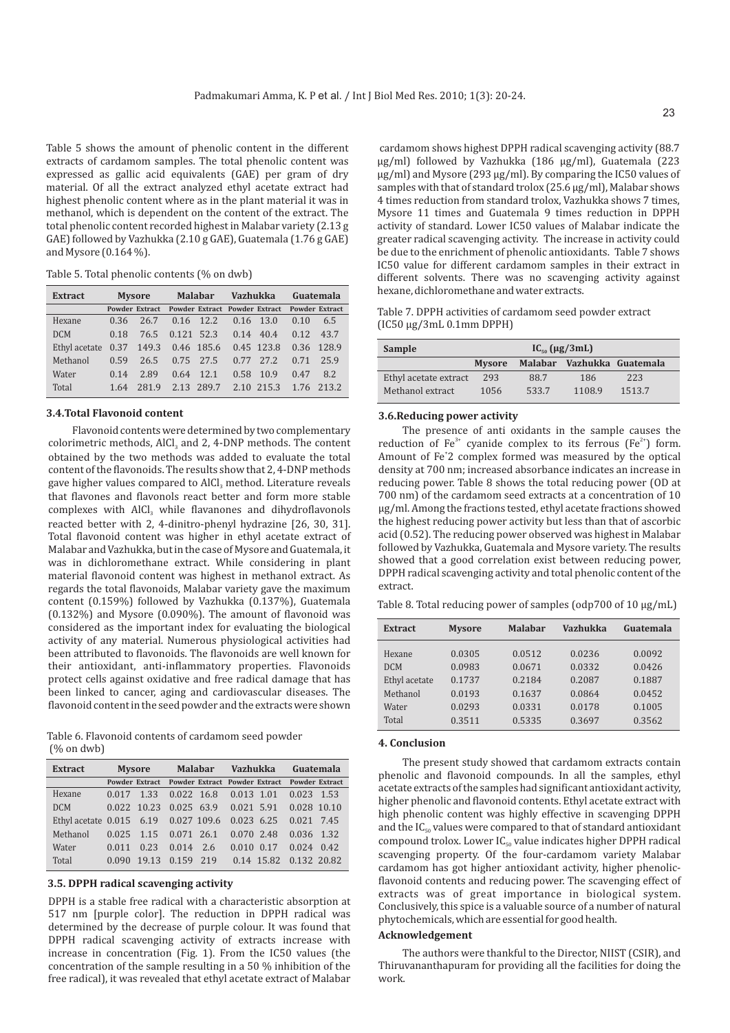Table 5 shows the amount of phenolic content in the different extracts of cardamom samples. The total phenolic content was expressed as gallic acid equivalents (GAE) per gram of dry material. Of all the extract analyzed ethyl acetate extract had highest phenolic content where as in the plant material it was in methanol, which is dependent on the content of the extract. The total phenolic content recorded highest in Malabar variety (2.13 g GAE) followed by Vazhukka (2.10 g GAE), Guatemala (1.76 g GAE) and Mysore (0.164 %).

Table 5. Total phenolic contents (% on dwb)

| Extract | Mysore | | Malabar | | Vazhukka | | Guatemala | |
|---|---|---|---|---|---|---|---|---|
| | Powder | Extract | Powder | Extract | Powder | Extract | Powder | Extract |
| Hexane | 0.36 | 26.7 | 0.16 | 12.2 | 0.16 | 13.0 | 0.10 | 6.5 |
| DCM | 0.18 | 76.5 | 0.121 | 52.3 | 0.14 | 40.4 | 0.12 | 43.7 |
| Ethyl acetate | 0.37 | 149.3 | 0.46 | 185.6 | 0.45 | 123.8 | 0.36 | 128.9 |
| Methanol | 0.59 | 26.5 | 0.75 | 27.5 | 0.77 | 27.2 | 0.71 | 25.9 |
| Water | 0.14 | 2.89 | 0.64 | 12.1 | 0.58 | 10.9 | 0.47 | 8.2 |
| Total | 1.64 | 281.9 | 2.13 | 289.7 | 2.10 | 215.3 | 1.76 | 213.2 |

### 3.4. Total Flavonoid content

Flavonoid contents were determined by two complementary colorimetric methods, $AlCl_3$ and 2, 4-DNP methods. The content obtained by the two methods was added to evaluate the total content of the flavonoids. The results show that 2, 4-DNP methods gave higher values compared to $AlCl_3$ method. Literature reveals that flavones and flavonols react better and form more stable complexes with $AlCl_3$ while flavanones and dihydroflavonols reacted better with 2, 4-dinitro-phenyl hydrazine [26, 30, 31]. Total flavonoid content was higher in ethyl acetate extract of Malabar and Vazhukka, but in the case of Mysore and Guatemala, it was in dichloromethane extract. While considering in plant material flavonoid content was highest in methanol extract. As regards the total flavonoids, Malabar variety gave the maximum content (0.159%) followed by Vazhukka (0.137%), Guatemala (0.132%) and Mysore (0.090%). The amount of flavonoid was considered as the important index for evaluating the biological activity of any material. Numerous physiological activities had been attributed to flavonoids. The flavonoids are well known for their antioxidant, anti-inflammatory properties. Flavonoids protect cells against oxidative and free radical damage that has been linked to cancer, aging and cardiovascular diseases. The flavonoid content in the seed powder and the extracts were shown

Table 6. Flavonoid contents of cardamom seed powder (% on dwb)

| Extract | Mysore | | Malabar | | Vazhukka | | Guatemala | |
|---|---|---|---|---|---|---|---|---|
| | Powder | Extract | Powder | Extract | Powder | Extract | Powder | Extract |
| Hexane | 0.017 | 1.33 | 0.022 | 16.8 | 0.013 | 1.01 | 0.023 | 1.53 |
| DCM | 0.022 | 10.23 | 0.025 | 63.9 | 0.021 | 5.91 | 0.028 | 10.10 |
| Ethyl acetate | 0.015 | 6.19 | 0.027 | 109.6 | 0.023 | 6.25 | 0.021 | 7.45 |
| Methanol | 0.025 | 1.15 | 0.071 | 26.1 | 0.070 | 2.48 | 0.036 | 1.32 |
| Water | 0.011 | 0.23 | 0.014 | 2.6 | 0.010 | 0.17 | 0.024 | 0.42 |
| Total | 0.090 | 19.13 | 0.159 | 219 | 0.14 | 15.82 | 0.132 | 20.82 |

### 3.5. DPPH radical scavenging activity

DPPH is a stable free radical with a characteristic absorption at 517 nm [purple color]. The reduction in DPPH radical was determined by the decrease of purple colour. It was found that DPPH radical scavenging activity of extracts increase with increase in concentration (Fig. 1). From the IC50 values (the concentration of the sample resulting in a 50 % inhibition of the free radical), it was revealed that ethyl acetate extract of Malabar cardamom shows highest DPPH radical scavenging activity (88.7 µg/ml) followed by Vazhukka (186 µg/ml), Guatemala (223 µg/ml) and Mysore (293 µg/ml). By comparing the IC50 values of samples with that of standard trolox (25.6 µg/ml), Malabar shows 4 times reduction from standard trolox, Vazhukka shows 7 times, Mysore 11 times and Guatemala 9 times reduction in DPPH activity of standard. Lower IC50 values of Malabar indicate the greater radical scavenging activity. The increase in activity could be due to the enrichment of phenolic antioxidants. Table 7 shows IC50 value for different cardamom samples in their extract in different solvents. There was no scavenging activity against hexane, dichloromethane and water extracts.

Table 7. DPPH activities of cardamom seed powder extract (IC50 µg/3mL 0.1mm DPPH)

| Sample | $IC_{50}$ (µg/3mL) | | | |
|---|---|---|---|---|
| | Mysore | Malabar | Vazhukka | Guatemala |
| Ethyl acetate extract | 293 | 88.7 | 186 | 223 |
| Methanol extract | 1056 | 533.7 | 1108.9 | 1513.7 |

### 3.6. Reducing power activity

The presence of anti oxidants in the sample causes the reduction of $Fe^{3+}$ cyanide complex to its ferrous ($Fe^{2+}$) form. Amount of $Fe^{+}2$ complex formed was measured by the optical density at 700 nm; increased absorbance indicates an increase in reducing power. Table 8 shows the total reducing power (OD at 700 nm) of the cardamom seed extracts at a concentration of 10 µg/ml. Among the fractions tested, ethyl acetate fractions showed the highest reducing power activity but less than that of ascorbic acid (0.52). The reducing power observed was highest in Malabar followed by Vazhukka, Guatemala and Mysore variety. The results showed that a good correlation exist between reducing power, DPPH radical scavenging activity and total phenolic content of the extract.

Table 8. Total reducing power of samples (odp700 of 10 µg/mL)

| Extract | Mysore | Malabar | Vazhukka | Guatemala |
|---|---|---|---|---|
| Hexane | 0.0305 | 0.0512 | 0.0236 | 0.0092 |
| DCM | 0.0983 | 0.0671 | 0.0332 | 0.0426 |
| Ethyl acetate | 0.1737 | 0.2184 | 0.2087 | 0.1887 |
| Methanol | 0.0193 | 0.1637 | 0.0864 | 0.0452 |
| Water | 0.0293 | 0.0331 | 0.0178 | 0.1005 |
| Total | 0.3511 | 0.5335 | 0.3697 | 0.3562 |

## 4. Conclusion

The present study showed that cardamom extracts contain phenolic and flavonoid compounds. In all the samples, ethyl acetate extracts of the samples had significant antioxidant activity, higher phenolic and flavonoid contents. Ethyl acetate extract with high phenolic content was highly effective in scavenging DPPH and the $IC_{50}$ values were compared to that of standard antioxidant compound trolox. Lower $IC_{50}$ value indicates higher DPPH radical scavenging property. Of the four-cardamom variety Malabar cardamom has got higher antioxidant activity, higher phenolic-flavonoid contents and reducing power. The scavenging effect of extracts was of great importance in biological system. Conclusively, this spice is a valuable source of a number of natural phytochemicals, which are essential for good health.

## Acknowledgement

The authors were thankful to the Director, NIIST (CSIR), and Thiruvananthapuram for providing all the facilities for doing the work.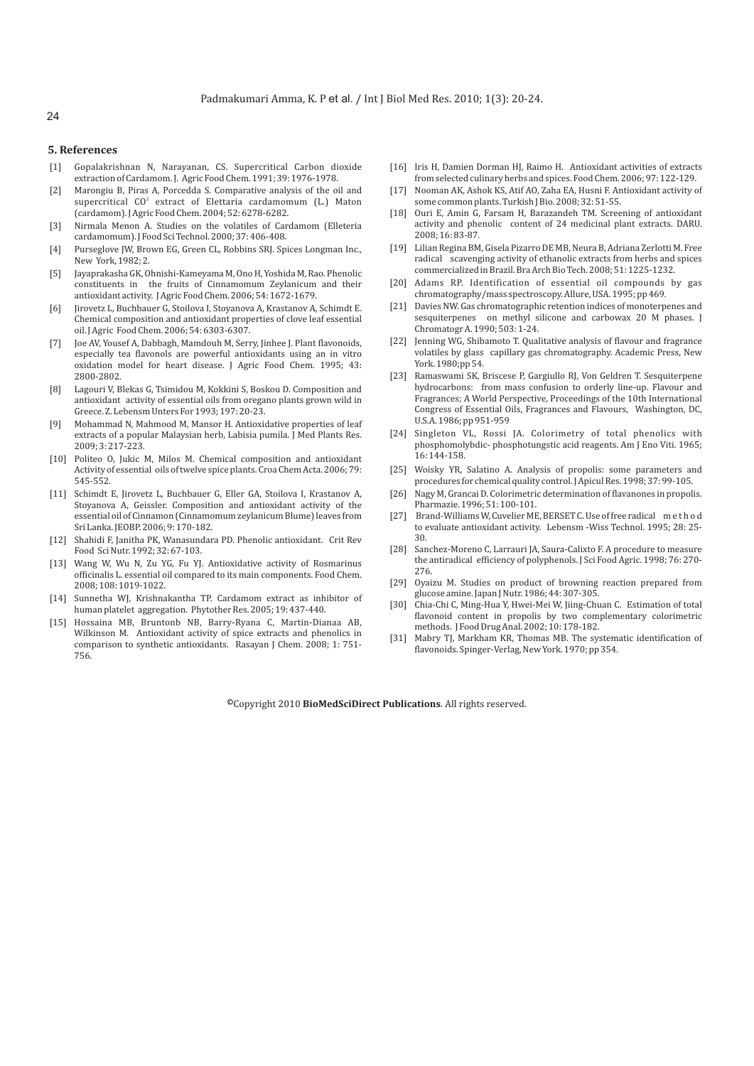## 5. References

[1] Gopalakrishnan N, Narayanan, CS. Supercritical Carbon dioxide extraction of Cardamom. J. Agric Food Chem. 1991; 39: 1976-1978.

[2] Marongiu B, Piras A, Porcedda S. Comparative analysis of the oil and supercritical $CO^2$ extract of Elettaria cardamomum (L.) Maton (cardamom). J Agric Food Chem. 2004; 52: 6278-6282.

[3] Nirmala Menon A. Studies on the volatiles of Cardamom (Elleteria cardamomum). J Food Sci Technol. 2000; 37: 406-408.

[4] Purseglove JW, Brown EG, Green CL, Robbins SRJ. Spices Longman Inc., New York, 1982; 2.

[5] Jayaprakasha GK, Ohnishi-Kameyama M, Ono H, Yoshida M, Rao. Phenolic constituents in the fruits of Cinnamomum Zeylanicum and their antioxidant activity. J Agric Food Chem. 2006; 54: 1672-1679.

[6] Jirovetz L, Buchbauer G, Stoilova I, Stoyanova A, Krastanov A, Schimdt E. Chemical composition and antioxidant properties of clove leaf essential oil. J Agric Food Chem. 2006; 54: 6303-6307.

[7] Joe AV, Yousef A, Dabbagh, Mamdouh M, Serry, Jinhee J. Plant flavonoids, especially tea flavonols are powerful antioxidants using an in vitro oxidation model for heart disease. J Agric Food Chem. 1995; 43: 2800-2802.

[8] Lagouri V, Blekas G, Tsimidou M, Kokkini S, Boskou D. Composition and antioxidant activity of essential oils from oregano plants grown wild in Greece. Z. Lebensm Unters For 1993; 197: 20-23.

[9] Mohammad N, Mahmood M, Mansor H. Antioxidative properties of leaf extracts of a popular Malaysian herb, Labisia pumila. J Med Plants Res. 2009; 3: 217-223.

[10] Politeo O, Jukic M, Milos M. Chemical composition and antioxidant Activity of essential oils of twelve spice plants. Croa Chem Acta. 2006; 79: 545-552.

[11] Schimdt E, Jirovetz L, Buchbauer G, Eller GA, Stoilova I, Krastanov A, Stoyanova A, Geissler. Composition and antioxidant activity of the essential oil of Cinnamon (Cinnamomum zeylanicum Blume) leaves from Sri Lanka. JEOBP. 2006; 9: 170-182.

[12] Shahidi F, Janitha PK, Wanasundara PD. Phenolic antioxidant. Crit Rev Food Sci Nutr. 1992; 32: 67-103.

[13] Wang W, Wu N, Zu YG, Fu YJ. Antioxidative activity of Rosmarinus officinalis L. essential oil compared to its main components. Food Chem. 2008; 108: 1019-1022.

[14] Sunnetha WJ, Krishnakantha TP. Cardamom extract as inhibitor of human platelet aggregation. Phytother Res. 2005; 19: 437-440.

[15] Hossaina MB, Bruntonb NB, Barry-Ryana C, Martin-Dianaa AB, Wilkinson M. Antioxidant activity of spice extracts and phenolics in comparison to synthetic antioxidants. Rasayan J Chem. 2008; 1: 751-756.

[16] Iris H, Damien Dorman HJ, Raimo H. Antioxidant activities of extracts from selected culinary herbs and spices. Food Chem. 2006; 97: 122-129.

[17] Nooman AK, Ashok KS, Atif AO, Zaha EA, Husni F. Antioxidant activity of some common plants. Turkish J Bio. 2008; 32: 51-55.

[18] Ouri E, Amin G, Farsam H, Barazandeh TM. Screening of antioxidant activity and phenolic content of 24 medicinal plant extracts. DARU. 2008; 16: 83-87.

[19] Lilian Regina BM, Gisela Pizarro DE MB, Neura B, Adriana Zerlotti M. Free radical scavenging activity of ethanolic extracts from herbs and spices commercialized in Brazil. Bra Arch Bio Tech. 2008; 51: 1225-1232.

[20] Adams RP. Identification of essential oil compounds by gas chromatography/mass spectroscopy. Allure, USA. 1995; pp 469.

[21] Davies NW. Gas chromatographic retention indices of monoterpenes and sesquiterpenes on methyl silicone and carbowax 20 M phases. J Chromatogr A. 1990; 503: 1-24.

[22] Jenning WG, Shibamoto T. Qualitative analysis of flavour and fragrance volatiles by glass capillary gas chromatography. Academic Press, New York. 1980;pp 54.

[23] Ramaswami SK, Briscese P, Gargiullo RJ, Von Geldren T. Sesquiterpene hydrocarbons: from mass confusion to orderly line-up. Flavour and Fragrances; A World Perspective, Proceedings of the 10th International Congress of Essential Oils, Fragrances and Flavours, Washington, DC, U.S.A. 1986; pp 951-959

[24] Singleton VL, Rossi JA. Colorimetry of total phenolics with phosphomolybdic- phosphotungstic acid reagents. Am J Eno Viti. 1965; 16: 144-158.

[25] Woisky YR, Salatino A. Analysis of propolis: some parameters and procedures for chemical quality control. J Apicul Res. 1998; 37: 99-105.

[26] Nagy M, Grancai D. Colorimetric determination of flavanones in propolis. Pharmazie. 1996; 51: 100-101.

[27] Brand-Williams W, Cuvelier ME, BERSET C. Use of free radical method to evaluate antioxidant activity. Lebensm -Wiss Technol. 1995; 28: 25-30.

[28] Sanchez-Moreno C, Larrauri JA, Saura-Calixto F. A procedure to measure the antiradical efficiency of polyphenols. J Sci Food Agric. 1998; 76: 270-276.

[29] Oyaizu M. Studies on product of browning reaction prepared from glucose amine. Japan J Nutr. 1986; 44: 307-305.

[30] Chia-Chi C, Ming-Hua Y, Hwei-Mei W, Jiing-Chuan C. Estimation of total flavonoid content in propolis by two complementary colorimetric methods. J Food Drug Anal. 2002; 10: 178-182.

[31] Mabry TJ, Markham KR, Thomas MB. The systematic identification of flavonoids. Spinger-Verlag, New York. 1970; pp 354.

©Copyright 2010 **BioMedSciDirect Publications**. All rights reserved.